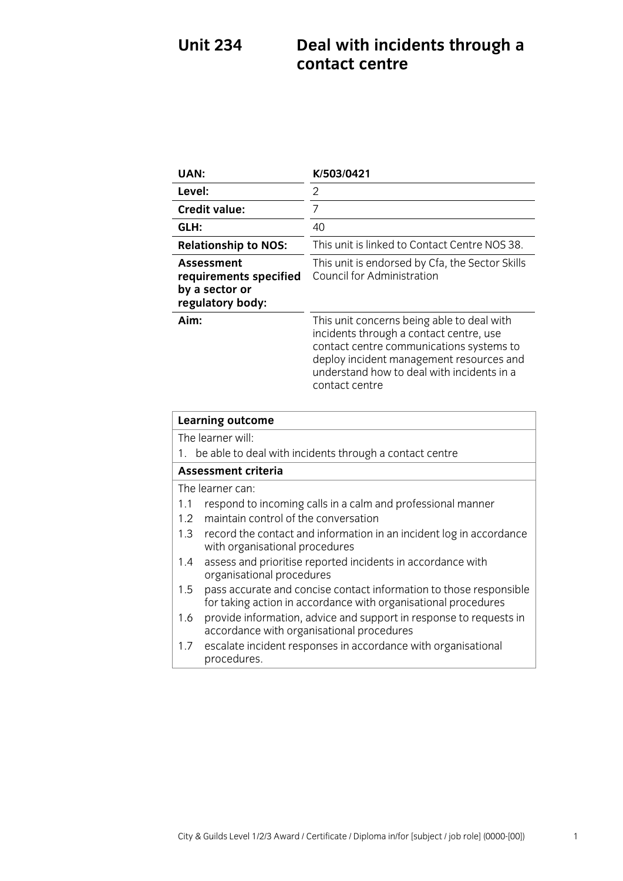# Unit 234 Deal with incidents through a contact centre

| | |
|---|---|
| **UAN:** | **K/503/0421** |
| **Level:** | 2 |
| **Credit value:** | 7 |
| **GLH:** | 40 |
| **Relationship to NOS:** | This unit is linked to Contact Centre NOS 38. |
| **Assessment requirements specified by a sector or regulatory body:** | This unit is endorsed by Cfa, the Sector Skills Council for Administration |
| **Aim:** | This unit concerns being able to deal with incidents through a contact centre, use contact centre communications systems to deploy incident management resources and understand how to deal with incidents in a contact centre |

| **Learning outcome** |
|---|
| The learner will: |
| 1. be able to deal with incidents through a contact centre |
| **Assessment criteria** |
| The learner can: |
| 1.1 respond to incoming calls in a calm and professional manner |
| 1.2 maintain control of the conversation |
| 1.3 record the contact and information in an incident log in accordance with organisational procedures |
| 1.4 assess and prioritise reported incidents in accordance with organisational procedures |
| 1.5 pass accurate and concise contact information to those responsible for taking action in accordance with organisational procedures |
| 1.6 provide information, advice and support in response to requests in accordance with organisational procedures |
| 1.7 escalate incident responses in accordance with organisational procedures. |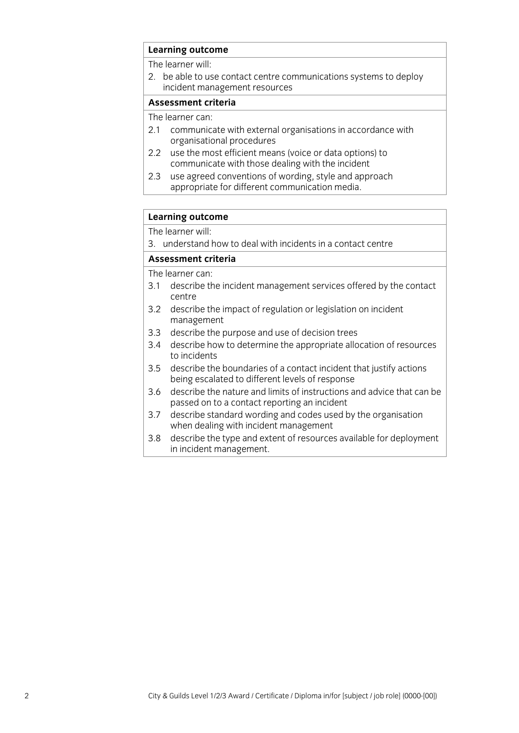**Learning outcome**

The learner will:

2. be able to use contact centre communications systems to deploy incident management resources

**Assessment criteria**

The learner can:

2.1 communicate with external organisations in accordance with organisational procedures

2.2 use the most efficient means (voice or data options) to communicate with those dealing with the incident

2.3 use agreed conventions of wording, style and approach appropriate for different communication media.

**Learning outcome**

The learner will:

3. understand how to deal with incidents in a contact centre

**Assessment criteria**

The learner can:

3.1 describe the incident management services offered by the contact centre

3.2 describe the impact of regulation or legislation on incident management

3.3 describe the purpose and use of decision trees

3.4 describe how to determine the appropriate allocation of resources to incidents

3.5 describe the boundaries of a contact incident that justify actions being escalated to different levels of response

3.6 describe the nature and limits of instructions and advice that can be passed on to a contact reporting an incident

3.7 describe standard wording and codes used by the organisation when dealing with incident management

3.8 describe the type and extent of resources available for deployment in incident management.